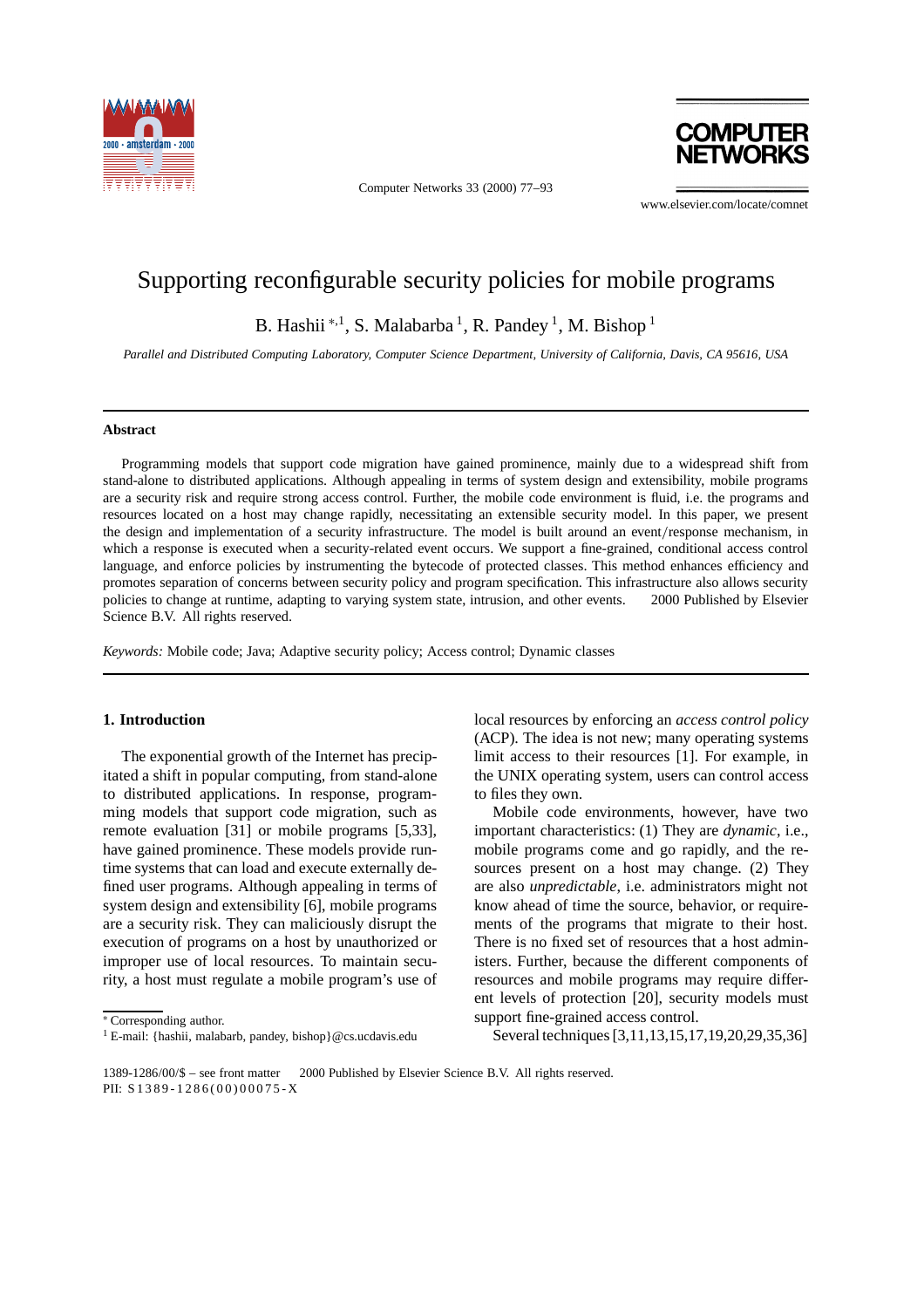# Supporting reconfigurable security policies for mobile programs

B. Hashii [*,1], S. Malabarba [1], R. Pandey [1], M. Bishop [1]

*Parallel and Distributed Computing Laboratory, Computer Science Department, University of California, Davis, CA 95616, USA*

---

**Abstract**

Programming models that support code migration have gained prominence, mainly due to a widespread shift from stand-alone to distributed applications. Although appealing in terms of system design and extensibility, mobile programs are a security risk and require strong access control. Further, the mobile code environment is fluid, i.e. the programs and resources located on a host may change rapidly, necessitating an extensible security model. In this paper, we present the design and implementation of a security infrastructure. The model is built around an event/response mechanism, in which a response is executed when a security-related event occurs. We support a fine-grained, conditional access control language, and enforce policies by instrumenting the bytecode of protected classes. This method enhances efficiency and promotes separation of concerns between security policy and program specification. This infrastructure also allows security policies to change at runtime, adapting to varying system state, intrusion, and other events. © 2000 Published by Elsevier Science B.V. All rights reserved.

*Keywords:* Mobile code; Java; Adaptive security policy; Access control; Dynamic classes

---

## 1. Introduction

The exponential growth of the Internet has precipitated a shift in popular computing, from stand-alone to distributed applications. In response, programming models that support code migration, such as remote evaluation [31] or mobile programs [5,33], have gained prominence. These models provide runtime systems that can load and execute externally defined user programs. Although appealing in terms of system design and extensibility [6], mobile programs are a security risk. They can maliciously disrupt the execution of programs on a host by unauthorized or improper use of local resources. To maintain security, a host must regulate a mobile program's use of local resources by enforcing an *access control policy* (ACP). The idea is not new; many operating systems limit access to their resources [1]. For example, in the UNIX operating system, users can control access to files they own.

Mobile code environments, however, have two important characteristics: (1) They are *dynamic*, i.e., mobile programs come and go rapidly, and the resources present on a host may change. (2) They are also *unpredictable*, i.e. administrators might not know ahead of time the source, behavior, or requirements of the programs that migrate to their host. There is no fixed set of resources that a host administers. Further, because the different components of resources and mobile programs may require different levels of protection [20], security models must support fine-grained access control.

Several techniques [3,11,13,15,17,19,20,29,35,36]

[*] Corresponding author.

[1] E-mail: {hashii, malabarb, pandey, bishop}@cs.ucdavis.edu

1389-1286/00/$ – see front matter © 2000 Published by Elsevier Science B.V. All rights reserved.
PII: S1389-1286(00)00075-X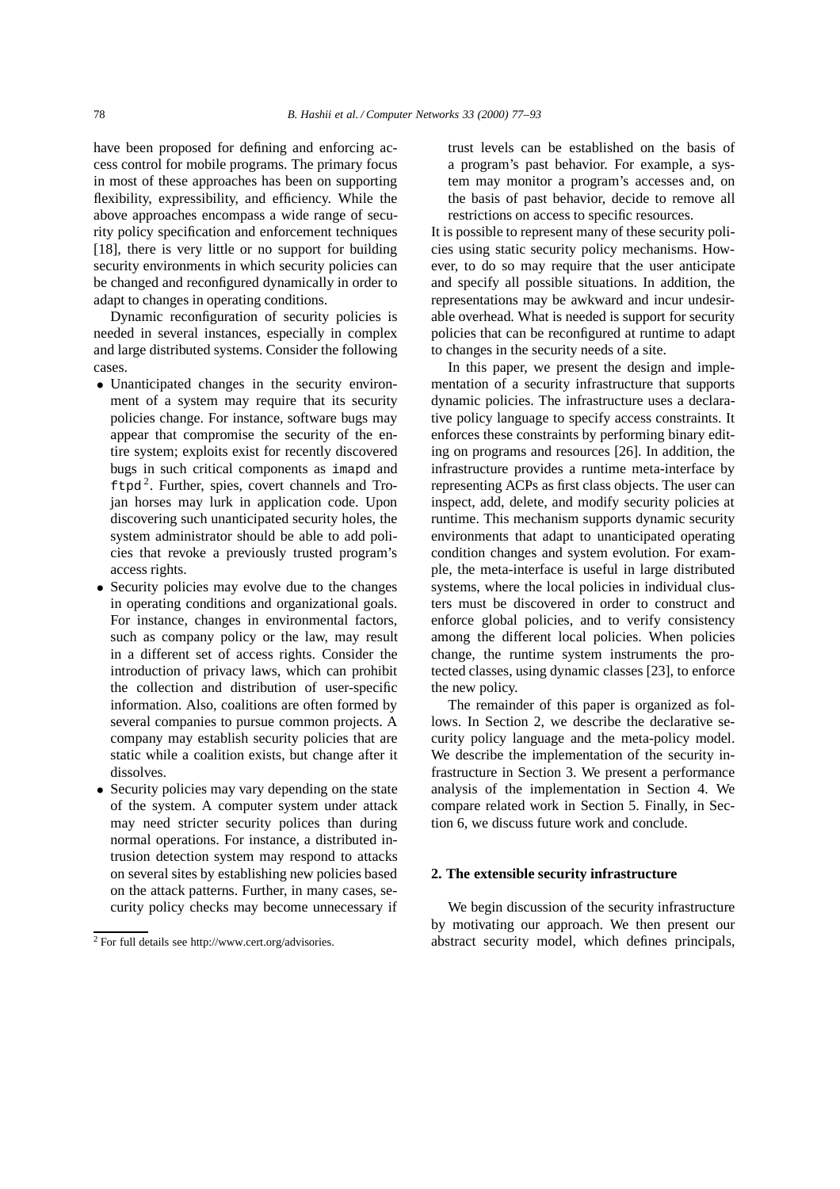have been proposed for defining and enforcing access control for mobile programs. The primary focus in most of these approaches has been on supporting flexibility, expressibility, and efficiency. While the above approaches encompass a wide range of security policy specification and enforcement techniques [18], there is very little or no support for building security environments in which security policies can be changed and reconfigured dynamically in order to adapt to changes in operating conditions.

Dynamic reconfiguration of security policies is needed in several instances, especially in complex and large distributed systems. Consider the following cases.

- Unanticipated changes in the security environment of a system may require that its security policies change. For instance, software bugs may appear that compromise the security of the entire system; exploits exist for recently discovered bugs in such critical components as `imapd` and `ftpd`[2]. Further, spies, covert channels and Trojan horses may lurk in application code. Upon discovering such unanticipated security holes, the system administrator should be able to add policies that revoke a previously trusted program's access rights.
- Security policies may evolve due to the changes in operating conditions and organizational goals. For instance, changes in environmental factors, such as company policy or the law, may result in a different set of access rights. Consider the introduction of privacy laws, which can prohibit the collection and distribution of user-specific information. Also, coalitions are often formed by several companies to pursue common projects. A company may establish security policies that are static while a coalition exists, but change after it dissolves.
- Security policies may vary depending on the state of the system. A computer system under attack may need stricter security polices than during normal operations. For instance, a distributed intrusion detection system may respond to attacks on several sites by establishing new policies based on the attack patterns. Further, in many cases, security policy checks may become unnecessary if trust levels can be established on the basis of a program's past behavior. For example, a system may monitor a program's accesses and, on the basis of past behavior, decide to remove all restrictions on access to specific resources.

It is possible to represent many of these security policies using static security policy mechanisms. However, to do so may require that the user anticipate and specify all possible situations. In addition, the representations may be awkward and incur undesirable overhead. What is needed is support for security policies that can be reconfigured at runtime to adapt to changes in the security needs of a site.

In this paper, we present the design and implementation of a security infrastructure that supports dynamic policies. The infrastructure uses a declarative policy language to specify access constraints. It enforces these constraints by performing binary editing on programs and resources [26]. In addition, the infrastructure provides a runtime meta-interface by representing ACPs as first class objects. The user can inspect, add, delete, and modify security policies at runtime. This mechanism supports dynamic security environments that adapt to unanticipated operating condition changes and system evolution. For example, the meta-interface is useful in large distributed systems, where the local policies in individual clusters must be discovered in order to construct and enforce global policies, and to verify consistency among the different local policies. When policies change, the runtime system instruments the protected classes, using dynamic classes [23], to enforce the new policy.

The remainder of this paper is organized as follows. In Section 2, we describe the declarative security policy language and the meta-policy model. We describe the implementation of the security infrastructure in Section 3. We present a performance analysis of the implementation in Section 4. We compare related work in Section 5. Finally, in Section 6, we discuss future work and conclude.

## 2. The extensible security infrastructure

We begin discussion of the security infrastructure by motivating our approach. We then present our abstract security model, which defines principals,

[2] For full details see http://www.cert.org/advisories.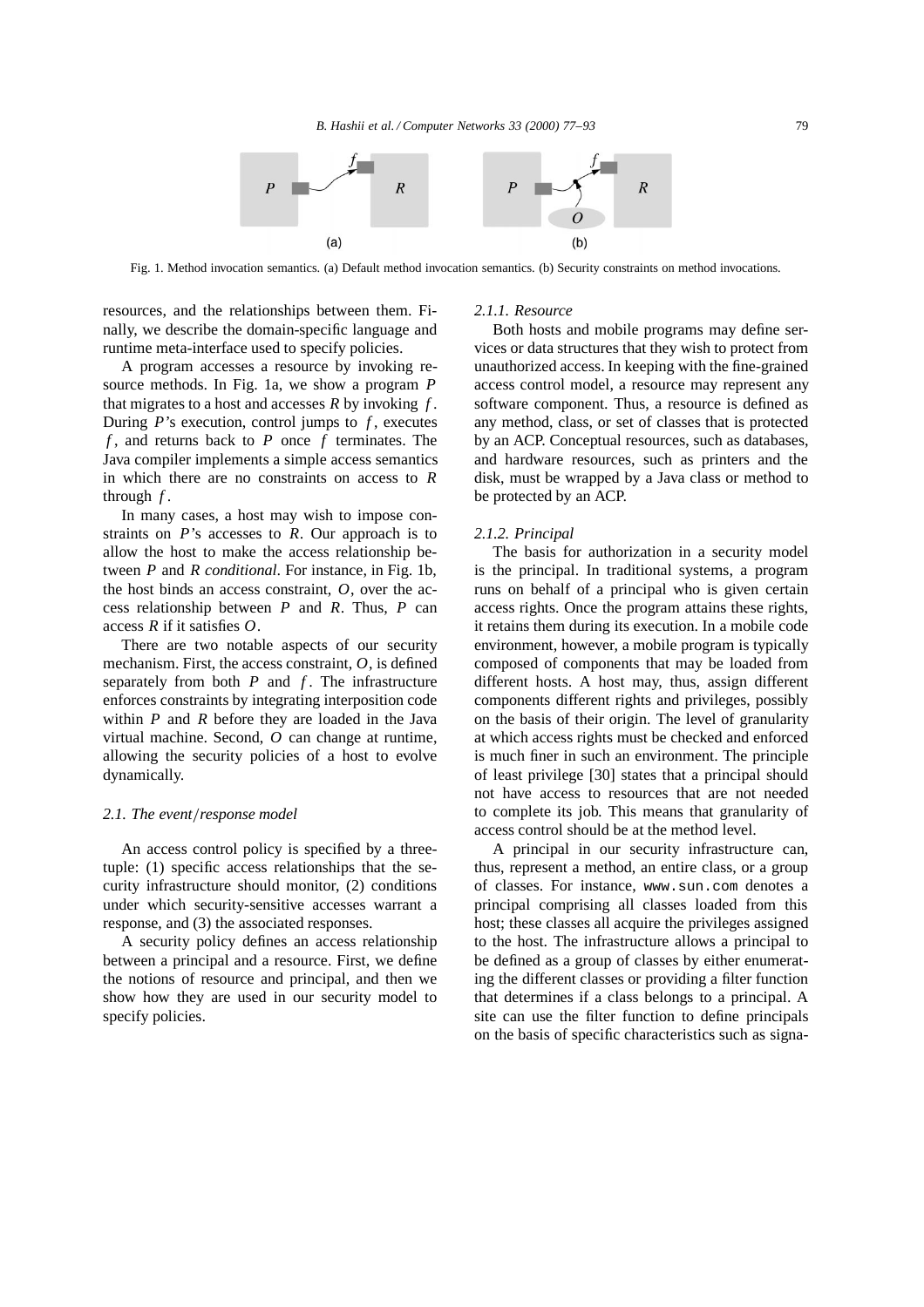Fig. 1. Method invocation semantics. (a) Default method invocation semantics. (b) Security constraints on method invocations.

resources, and the relationships between them. Finally, we describe the domain-specific language and runtime meta-interface used to specify policies.

A program accesses a resource by invoking resource methods. In Fig. 1a, we show a program $P$ that migrates to a host and accesses $R$ by invoking $f$. During $P$'s execution, control jumps to $f$, executes $f$, and returns back to $P$ once $f$ terminates. The Java compiler implements a simple access semantics in which there are no constraints on access to $R$ through $f$.

In many cases, a host may wish to impose constraints on $P$'s accesses to $R$. Our approach is to allow the host to make the access relationship between $P$ and $R$ *conditional*. For instance, in Fig. 1b, the host binds an access constraint, $O$, over the access relationship between $P$ and $R$. Thus, $P$ can access $R$ if it satisfies $O$.

There are two notable aspects of our security mechanism. First, the access constraint, $O$, is defined separately from both $P$ and $f$. The infrastructure enforces constraints by integrating interposition code within $P$ and $R$ before they are loaded in the Java virtual machine. Second, $O$ can change at runtime, allowing the security policies of a host to evolve dynamically.

### *2.1. The event/response model*

An access control policy is specified by a three-tuple: (1) specific access relationships that the security infrastructure should monitor, (2) conditions under which security-sensitive accesses warrant a response, and (3) the associated responses.

A security policy defines an access relationship between a principal and a resource. First, we define the notions of resource and principal, and then we show how they are used in our security model to specify policies.

#### *2.1.1. Resource*

Both hosts and mobile programs may define services or data structures that they wish to protect from unauthorized access. In keeping with the fine-grained access control model, a resource may represent any software component. Thus, a resource is defined as any method, class, or set of classes that is protected by an ACP. Conceptual resources, such as databases, and hardware resources, such as printers and the disk, must be wrapped by a Java class or method to be protected by an ACP.

#### *2.1.2. Principal*

The basis for authorization in a security model is the principal. In traditional systems, a program runs on behalf of a principal who is given certain access rights. Once the program attains these rights, it retains them during its execution. In a mobile code environment, however, a mobile program is typically composed of components that may be loaded from different hosts. A host may, thus, assign different components different rights and privileges, possibly on the basis of their origin. The level of granularity at which access rights must be checked and enforced is much finer in such an environment. The principle of least privilege [30] states that a principal should not have access to resources that are not needed to complete its job. This means that granularity of access control should be at the method level.

A principal in our security infrastructure can, thus, represent a method, an entire class, or a group of classes. For instance, `www.sun.com` denotes a principal comprising all classes loaded from this host; these classes all acquire the privileges assigned to the host. The infrastructure allows a principal to be defined as a group of classes by either enumerating the different classes or providing a filter function that determines if a class belongs to a principal. A site can use the filter function to define principals on the basis of specific characteristics such as signa-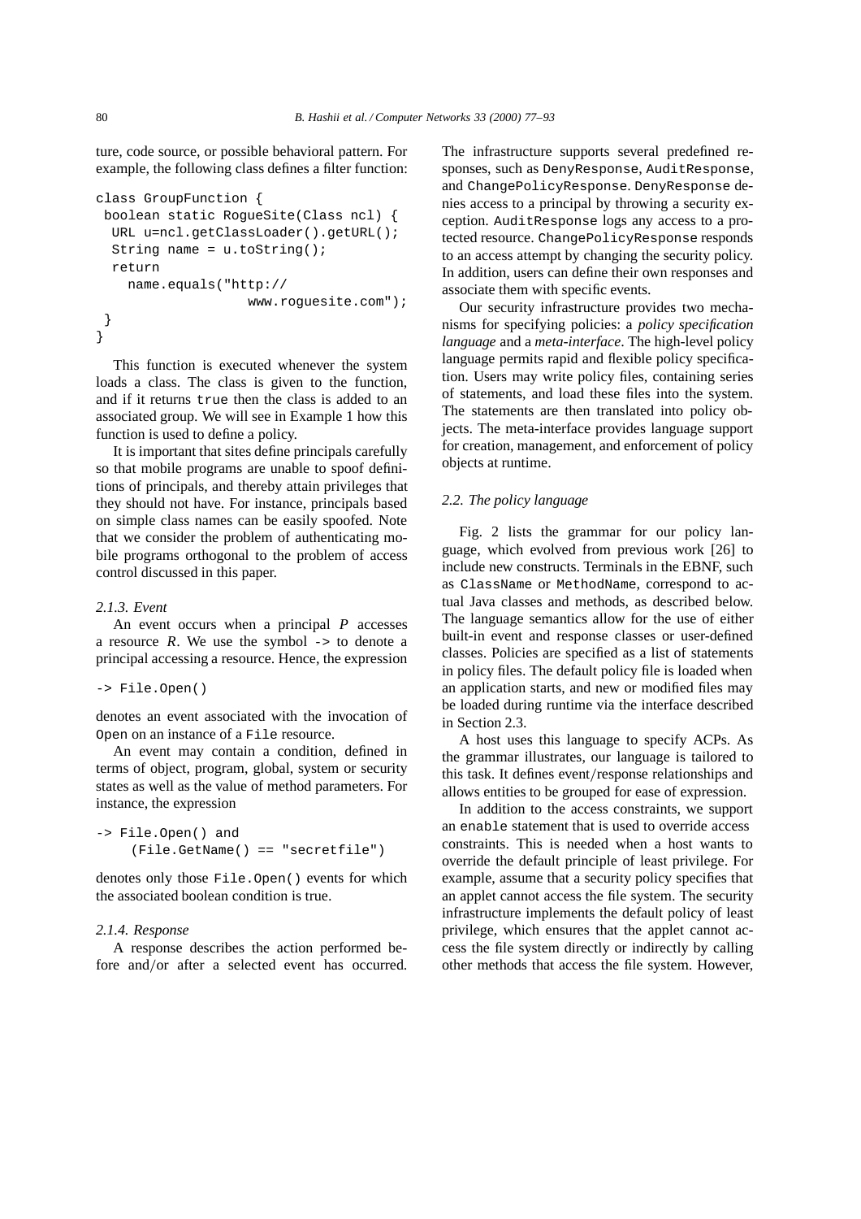ture, code source, or possible behavioral pattern. For example, the following class defines a filter function:

```
class GroupFunction {
 boolean static RogueSite(Class ncl) {
  URL u=ncl.getClassLoader().getURL();
  String name = u.toString();
  return
    name.equals("http://
                   www.roguesite.com");
 }
}
```

This function is executed whenever the system loads a class. The class is given to the function, and if it returns `true` then the class is added to an associated group. We will see in Example 1 how this function is used to define a policy.

It is important that sites define principals carefully so that mobile programs are unable to spoof definitions of principals, and thereby attain privileges that they should not have. For instance, principals based on simple class names can be easily spoofed. Note that we consider the problem of authenticating mobile programs orthogonal to the problem of access control discussed in this paper.

#### 2.1.3. Event

An event occurs when a principal *P* accesses a resource *R*. We use the symbol `->` to denote a principal accessing a resource. Hence, the expression

```
-> File.Open()
```

denotes an event associated with the invocation of `Open` on an instance of a `File` resource.

An event may contain a condition, defined in terms of object, program, global, system or security states as well as the value of method parameters. For instance, the expression

```
-> File.Open() and
     (File.GetName() == "secretfile")
```

denotes only those `File.Open()` events for which the associated boolean condition is true.

#### 2.1.4. Response

A response describes the action performed before and/or after a selected event has occurred. The infrastructure supports several predefined responses, such as `DenyResponse`, `AuditResponse`, and `ChangePolicyResponse`. `DenyResponse` denies access to a principal by throwing a security exception. `AuditResponse` logs any access to a protected resource. `ChangePolicyResponse` responds to an access attempt by changing the security policy. In addition, users can define their own responses and associate them with specific events.

Our security infrastructure provides two mechanisms for specifying policies: a *policy specification language* and a *meta-interface*. The high-level policy language permits rapid and flexible policy specification. Users may write policy files, containing series of statements, and load these files into the system. The statements are then translated into policy objects. The meta-interface provides language support for creation, management, and enforcement of policy objects at runtime.

### 2.2. The policy language

Fig. 2 lists the grammar for our policy language, which evolved from previous work [26] to include new constructs. Terminals in the EBNF, such as `ClassName` or `MethodName`, correspond to actual Java classes and methods, as described below. The language semantics allow for the use of either built-in event and response classes or user-defined classes. Policies are specified as a list of statements in policy files. The default policy file is loaded when an application starts, and new or modified files may be loaded during runtime via the interface described in Section 2.3.

A host uses this language to specify ACPs. As the grammar illustrates, our language is tailored to this task. It defines event/response relationships and allows entities to be grouped for ease of expression.

In addition to the access constraints, we support an `enable` statement that is used to override access constraints. This is needed when a host wants to override the default principle of least privilege. For example, assume that a security policy specifies that an applet cannot access the file system. The security infrastructure implements the default policy of least privilege, which ensures that the applet cannot access the file system directly or indirectly by calling other methods that access the file system. However,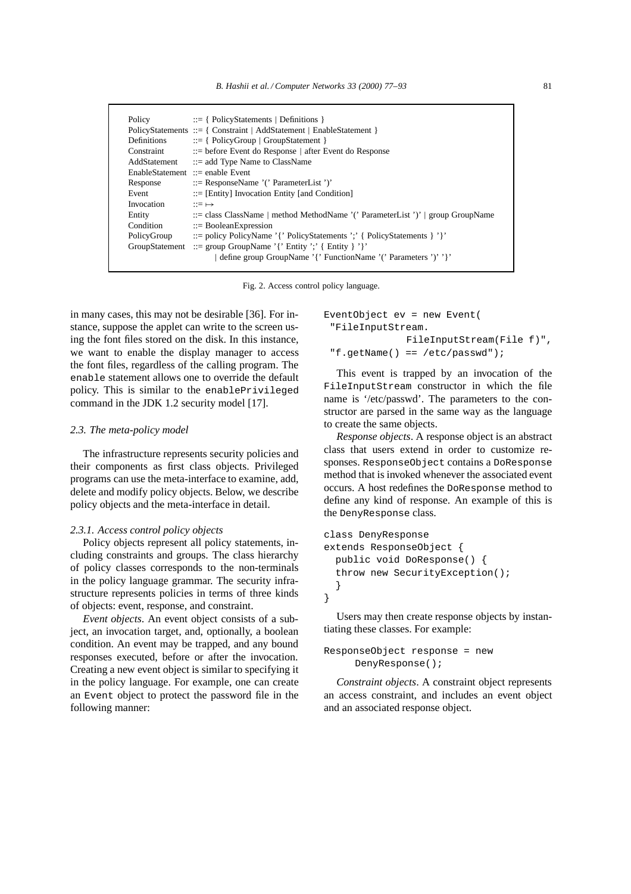```
Policy           ::= { PolicyStatements | Definitions }
PolicyStatements ::= { Constraint | AddStatement | EnableStatement }
Definitions      ::= { PolicyGroup | GroupStatement }
Constraint       ::= before Event do Response | after Event do Response
AddStatement     ::= add Type Name to ClassName
EnableStatement  ::= enable Event
Response         ::= ResponseName '(' ParameterList ')'
Event            ::= [Entity] Invocation Entity [and Condition]
Invocation       ::= ↦
Entity           ::= class ClassName | method MethodName '(' ParameterList ')' | group GroupName
Condition        ::= BooleanExpression
PolicyGroup      ::= policy PolicyName '{' PolicyStatements ';' { PolicyStatements } '}'
GroupStatement   ::= group GroupName '{' Entity ';' { Entity } '}'
                   | define group GroupName '{' FunctionName '(' Parameters ')' '}'
```

Fig. 2. Access control policy language.

in many cases, this may not be desirable [36]. For instance, suppose the applet can write to the screen using the font files stored on the disk. In this instance, we want to enable the display manager to access the font files, regardless of the calling program. The `enable` statement allows one to override the default policy. This is similar to the `enablePrivileged` command in the JDK 1.2 security model [17].

### 2.3. The meta-policy model

The infrastructure represents security policies and their components as first class objects. Privileged programs can use the meta-interface to examine, add, delete and modify policy objects. Below, we describe policy objects and the meta-interface in detail.

#### 2.3.1. Access control policy objects

Policy objects represent all policy statements, including constraints and groups. The class hierarchy of policy classes corresponds to the non-terminals in the policy language grammar. The security infrastructure represents policies in terms of three kinds of objects: event, response, and constraint.

*Event objects*. An event object consists of a subject, an invocation target, and, optionally, a boolean condition. An event may be trapped, and any bound responses executed, before or after the invocation. Creating a new event object is similar to specifying it in the policy language. For example, one can create an `Event` object to protect the password file in the following manner:

```
EventObject ev = new Event(
 "FileInputStream.
              FileInputStream(File f)",
 "f.getName() == /etc/passwd");
```

This event is trapped by an invocation of the `FileInputStream` constructor in which the file name is '/etc/passwd'. The parameters to the constructor are parsed in the same way as the language to create the same objects.

*Response objects*. A response object is an abstract class that users extend in order to customize responses. `ResponseObject` contains a `DoResponse` method that is invoked whenever the associated event occurs. A host redefines the `DoResponse` method to define any kind of response. An example of this is the `DenyResponse` class.

```
class DenyResponse
extends ResponseObject {
  public void DoResponse() {
  throw new SecurityException();
  }
}
```

Users may then create response objects by instantiating these classes. For example:

```
ResponseObject response = new
     DenyResponse();
```

*Constraint objects*. A constraint object represents an access constraint, and includes an event object and an associated response object.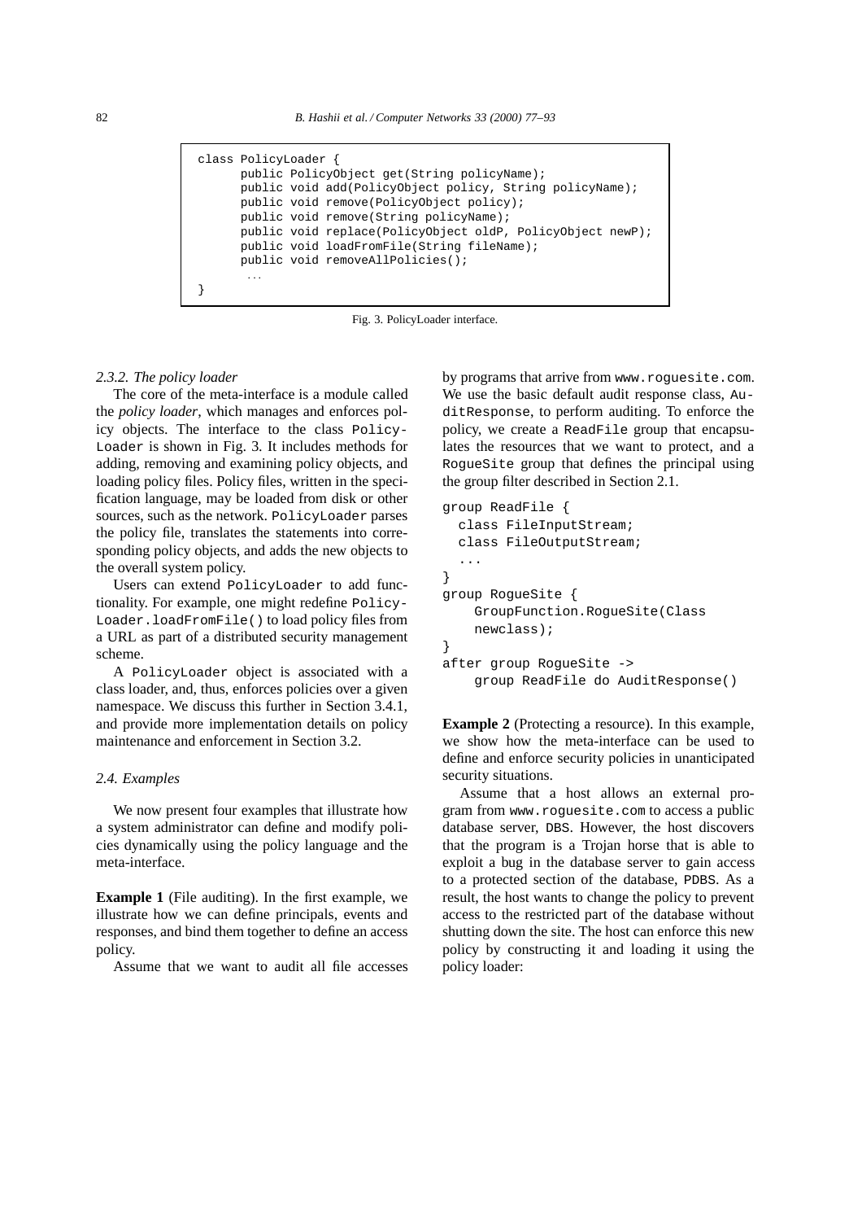```
class PolicyLoader {
      public PolicyObject get(String policyName);
      public void add(PolicyObject policy, String policyName);
      public void remove(PolicyObject policy);
      public void remove(String policyName);
      public void replace(PolicyObject oldP, PolicyObject newP);
      public void loadFromFile(String fileName);
      public void removeAllPolicies();
       ...
}
```

Fig. 3. PolicyLoader interface.

### 2.3.2. The policy loader

The core of the meta-interface is a module called the *policy loader*, which manages and enforces policy objects. The interface to the class `PolicyLoader` is shown in Fig. 3. It includes methods for adding, removing and examining policy objects, and loading policy files. Policy files, written in the specification language, may be loaded from disk or other sources, such as the network. `PolicyLoader` parses the policy file, translates the statements into corresponding policy objects, and adds the new objects to the overall system policy.

Users can extend `PolicyLoader` to add functionality. For example, one might redefine `PolicyLoader.loadFromFile()` to load policy files from a URL as part of a distributed security management scheme.

A `PolicyLoader` object is associated with a class loader, and, thus, enforces policies over a given namespace. We discuss this further in Section 3.4.1, and provide more implementation details on policy maintenance and enforcement in Section 3.2.

## 2.4. Examples

We now present four examples that illustrate how a system administrator can define and modify policies dynamically using the policy language and the meta-interface.

**Example 1** (File auditing). In the first example, we illustrate how we can define principals, events and responses, and bind them together to define an access policy.

Assume that we want to audit all file accesses by programs that arrive from `www.roguesite.com`. We use the basic default audit response class, `AuditResponse`, to perform auditing. To enforce the policy, we create a `ReadFile` group that encapsulates the resources that we want to protect, and a `RogueSite` group that defines the principal using the group filter described in Section 2.1.

```
group ReadFile {
  class FileInputStream;
  class FileOutputStream;
  ...
}
group RogueSite {
    GroupFunction.RogueSite(Class
    newclass);
}
after group RogueSite ->
    group ReadFile do AuditResponse()
```

**Example 2** (Protecting a resource). In this example, we show how the meta-interface can be used to define and enforce security policies in unanticipated security situations.

Assume that a host allows an external program from `www.roguesite.com` to access a public database server, `DBS`. However, the host discovers that the program is a Trojan horse that is able to exploit a bug in the database server to gain access to a protected section of the database, `PDBS`. As a result, the host wants to change the policy to prevent access to the restricted part of the database without shutting down the site. The host can enforce this new policy by constructing it and loading it using the policy loader: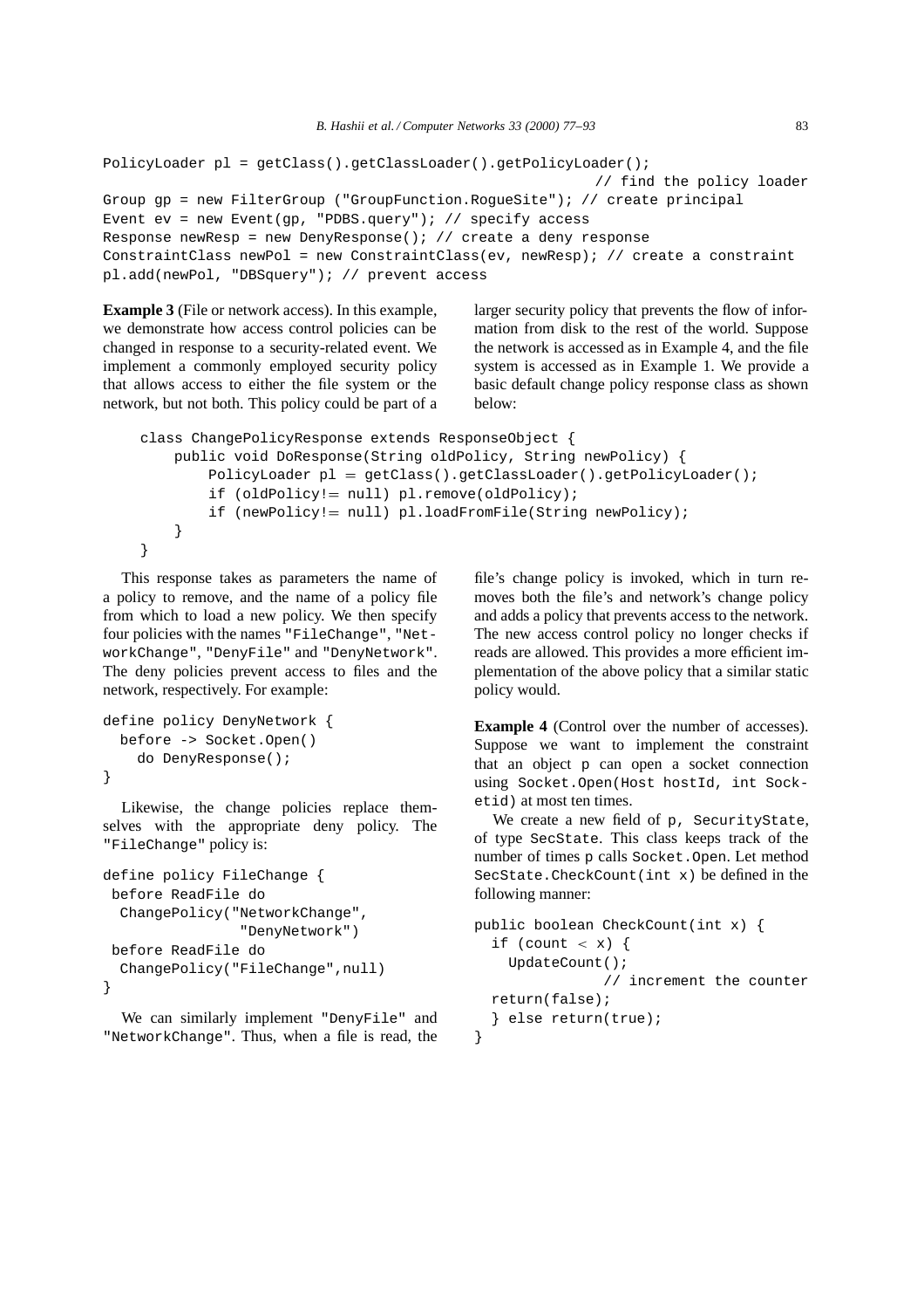```
PolicyLoader pl = getClass().getClassLoader().getPolicyLoader();
                                                        // find the policy loader
Group gp = new FilterGroup ("GroupFunction.RogueSite"); // create principal
Event ev = new Event(gp, "PDBS.query"); // specify access
Response newResp = new DenyResponse(); // create a deny response
ConstraintClass newPol = new ConstraintClass(ev, newResp); // create a constraint
pl.add(newPol, "DBSquery"); // prevent access
```

**Example 3** (File or network access). In this example, we demonstrate how access control policies can be changed in response to a security-related event. We implement a commonly employed security policy that allows access to either the file system or the network, but not both. This policy could be part of a larger security policy that prevents the flow of information from disk to the rest of the world. Suppose the network is accessed as in Example 4, and the file system is accessed as in Example 1. We provide a basic default change policy response class as shown below:

```
class ChangePolicyResponse extends ResponseObject {
    public void DoResponse(String oldPolicy, String newPolicy) {
        PolicyLoader pl = getClass().getClassLoader().getPolicyLoader();
        if (oldPolicy!= null) pl.remove(oldPolicy);
        if (newPolicy!= null) pl.loadFromFile(String newPolicy);
    }
}
```

This response takes as parameters the name of a policy to remove, and the name of a policy file from which to load a new policy. We then specify four policies with the names "FileChange", "NetworkChange", "DenyFile" and "DenyNetwork". The deny policies prevent access to files and the network, respectively. For example:

```
define policy DenyNetwork {
  before -> Socket.Open()
    do DenyResponse();
}
```

Likewise, the change policies replace themselves with the appropriate deny policy. The "FileChange" policy is:

```
define policy FileChange {
 before ReadFile do
  ChangePolicy("NetworkChange",
               "DenyNetwork")
 before ReadFile do
  ChangePolicy("FileChange",null)
}
```

We can similarly implement "DenyFile" and "NetworkChange". Thus, when a file is read, the file's change policy is invoked, which in turn removes both the file's and network's change policy and adds a policy that prevents access to the network. The new access control policy no longer checks if reads are allowed. This provides a more efficient implementation of the above policy that a similar static policy would.

**Example 4** (Control over the number of accesses). Suppose we want to implement the constraint that an object p can open a socket connection using `Socket.Open(Host hostId, int Socketid)` at most ten times.

We create a new field of p, `SecurityState`, of type `SecState`. This class keeps track of the number of times p calls `Socket.Open`. Let method `SecState.CheckCount(int x)` be defined in the following manner:

```
public boolean CheckCount(int x) {
  if (count < x) {
    UpdateCount();
                // increment the counter
  return(false);
  } else return(true);
}
```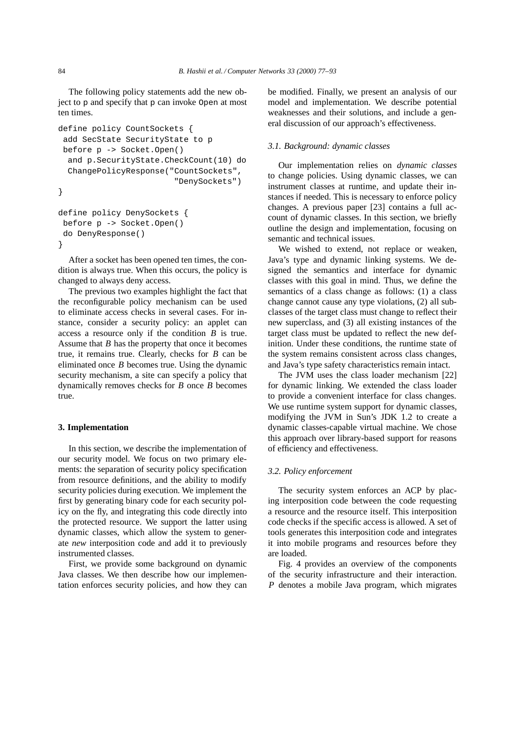The following policy statements add the new object to p and specify that p can invoke Open at most ten times.

```
define policy CountSockets {
 add SecState SecurityState to p
 before p -> Socket.Open()
  and p.SecurityState.CheckCount(10) do
  ChangePolicyResponse("CountSockets",
                       "DenySockets")
}

define policy DenySockets {
 before p -> Socket.Open()
 do DenyResponse()
}
```

After a socket has been opened ten times, the condition is always true. When this occurs, the policy is changed to always deny access.

The previous two examples highlight the fact that the reconfigurable policy mechanism can be used to eliminate access checks in several cases. For instance, consider a security policy: an applet can access a resource only if the condition $B$ is true. Assume that $B$ has the property that once it becomes true, it remains true. Clearly, checks for $B$ can be eliminated once $B$ becomes true. Using the dynamic security mechanism, a site can specify a policy that dynamically removes checks for $B$ once $B$ becomes true.

## 3. Implementation

In this section, we describe the implementation of our security model. We focus on two primary elements: the separation of security policy specification from resource definitions, and the ability to modify security policies during execution. We implement the first by generating binary code for each security policy on the fly, and integrating this code directly into the protected resource. We support the latter using dynamic classes, which allow the system to generate *new* interposition code and add it to previously instrumented classes.

First, we provide some background on dynamic Java classes. We then describe how our implementation enforces security policies, and how they can be modified. Finally, we present an analysis of our model and implementation. We describe potential weaknesses and their solutions, and include a general discussion of our approach's effectiveness.

### *3.1. Background: dynamic classes*

Our implementation relies on *dynamic classes* to change policies. Using dynamic classes, we can instrument classes at runtime, and update their instances if needed. This is necessary to enforce policy changes. A previous paper [23] contains a full account of dynamic classes. In this section, we briefly outline the design and implementation, focusing on semantic and technical issues.

We wished to extend, not replace or weaken, Java's type and dynamic linking systems. We designed the semantics and interface for dynamic classes with this goal in mind. Thus, we define the semantics of a class change as follows: (1) a class change cannot cause any type violations, (2) all subclasses of the target class must change to reflect their new superclass, and (3) all existing instances of the target class must be updated to reflect the new definition. Under these conditions, the runtime state of the system remains consistent across class changes, and Java's type safety characteristics remain intact.

The JVM uses the class loader mechanism [22] for dynamic linking. We extended the class loader to provide a convenient interface for class changes. We use runtime system support for dynamic classes, modifying the JVM in Sun's JDK 1.2 to create a dynamic classes-capable virtual machine. We chose this approach over library-based support for reasons of efficiency and effectiveness.

### *3.2. Policy enforcement*

The security system enforces an ACP by placing interposition code between the code requesting a resource and the resource itself. This interposition code checks if the specific access is allowed. A set of tools generates this interposition code and integrates it into mobile programs and resources before they are loaded.

Fig. 4 provides an overview of the components of the security infrastructure and their interaction. *P* denotes a mobile Java program, which migrates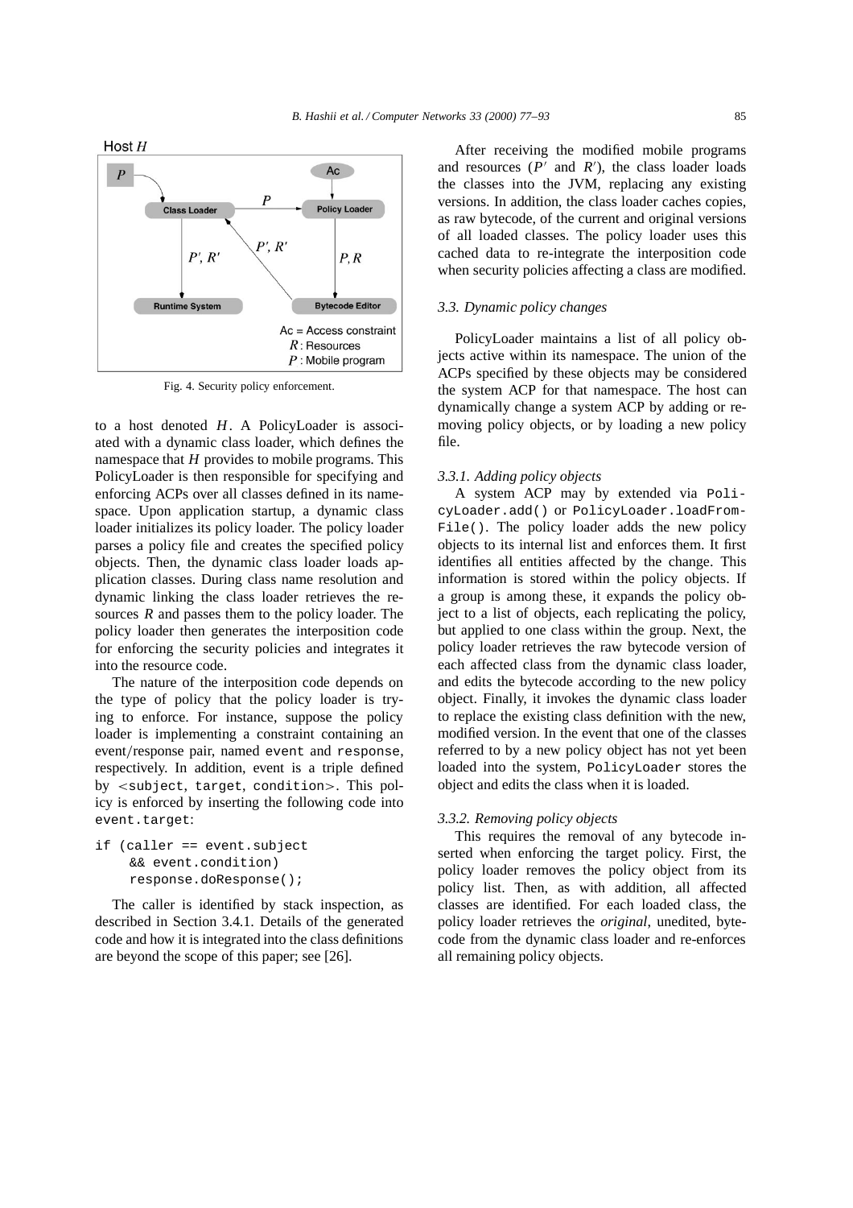Host $H$

$P$

Ac

Class Loader

$P$

Policy Loader

$P', R'$

$P', R'$

$P, R$

Runtime System

Bytecode Editor

Ac = Access constraint
$R$ : Resources
$P$ : Mobile program

Fig. 4. Security policy enforcement.

to a host denoted $H$. A PolicyLoader is associated with a dynamic class loader, which defines the namespace that $H$ provides to mobile programs. This PolicyLoader is then responsible for specifying and enforcing ACPs over all classes defined in its namespace. Upon application startup, a dynamic class loader initializes its policy loader. The policy loader parses a policy file and creates the specified policy objects. Then, the dynamic class loader loads application classes. During class name resolution and dynamic linking the class loader retrieves the resources $R$ and passes them to the policy loader. The policy loader then generates the interposition code for enforcing the security policies and integrates it into the resource code.

The nature of the interposition code depends on the type of policy that the policy loader is trying to enforce. For instance, suppose the policy loader is implementing a constraint containing an event/response pair, named `event` and `response`, respectively. In addition, event is a triple defined by <`subject`, `target`, `condition`>. This policy is enforced by inserting the following code into `event.target`:

```
if (caller == event.subject
    && event.condition)
    response.doResponse();
```

The caller is identified by stack inspection, as described in Section 3.4.1. Details of the generated code and how it is integrated into the class definitions are beyond the scope of this paper; see [26].

After receiving the modified mobile programs and resources ($P'$ and $R'$), the class loader loads the classes into the JVM, replacing any existing versions. In addition, the class loader caches copies, as raw bytecode, of the current and original versions of all loaded classes. The policy loader uses this cached data to re-integrate the interposition code when security policies affecting a class are modified.

### *3.3. Dynamic policy changes*

PolicyLoader maintains a list of all policy objects active within its namespace. The union of the ACPs specified by these objects may be considered the system ACP for that namespace. The host can dynamically change a system ACP by adding or removing policy objects, or by loading a new policy file.

#### *3.3.1. Adding policy objects*

A system ACP may by extended via `PolicyLoader.add()` or `PolicyLoader.loadFromFile()`. The policy loader adds the new policy objects to its internal list and enforces them. It first identifies all entities affected by the change. This information is stored within the policy objects. If a group is among these, it expands the policy object to a list of objects, each replicating the policy, but applied to one class within the group. Next, the policy loader retrieves the raw bytecode version of each affected class from the dynamic class loader, and edits the bytecode according to the new policy object. Finally, it invokes the dynamic class loader to replace the existing class definition with the new, modified version. In the event that one of the classes referred to by a new policy object has not yet been loaded into the system, `PolicyLoader` stores the object and edits the class when it is loaded.

#### *3.3.2. Removing policy objects*

This requires the removal of any bytecode inserted when enforcing the target policy. First, the policy loader removes the policy object from its policy list. Then, as with addition, all affected classes are identified. For each loaded class, the policy loader retrieves the *original*, unedited, bytecode from the dynamic class loader and re-enforces all remaining policy objects.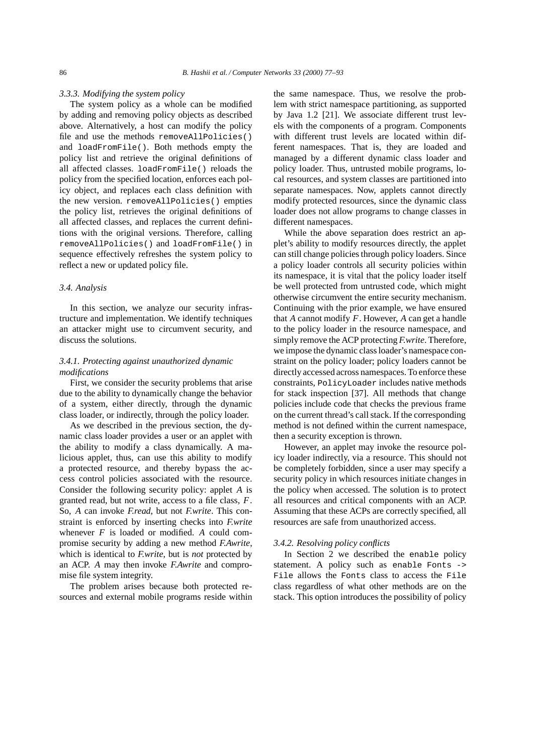#### 3.3.3. Modifying the system policy

The system policy as a whole can be modified by adding and removing policy objects as described above. Alternatively, a host can modify the policy file and use the methods `removeAllPolicies()` and `loadFromFile()`. Both methods empty the policy list and retrieve the original definitions of all affected classes. `loadFromFile()` reloads the policy from the specified location, enforces each policy object, and replaces each class definition with the new version. `removeAllPolicies()` empties the policy list, retrieves the original definitions of all affected classes, and replaces the current definitions with the original versions. Therefore, calling `removeAllPolicies()` and `loadFromFile()` in sequence effectively refreshes the system policy to reflect a new or updated policy file.

### 3.4. Analysis

In this section, we analyze our security infrastructure and implementation. We identify techniques an attacker might use to circumvent security, and discuss the solutions.

#### 3.4.1. Protecting against unauthorized dynamic modifications

First, we consider the security problems that arise due to the ability to dynamically change the behavior of a system, either directly, through the dynamic class loader, or indirectly, through the policy loader.

As we described in the previous section, the dynamic class loader provides a user or an applet with the ability to modify a class dynamically. A malicious applet, thus, can use this ability to modify a protected resource, and thereby bypass the access control policies associated with the resource. Consider the following security policy: applet $A$ is granted read, but not write, access to a file class, $F$. So, $A$ can invoke *F.read*, but not *F.write*. This constraint is enforced by inserting checks into *F.write* whenever $F$ is loaded or modified. $A$ could compromise security by adding a new method *F.Awrite*, which is identical to *F.write*, but is *not* protected by an ACP. $A$ may then invoke *F.Awrite* and compromise file system integrity.

The problem arises because both protected resources and external mobile programs reside within the same namespace. Thus, we resolve the problem with strict namespace partitioning, as supported by Java 1.2 [21]. We associate different trust levels with the components of a program. Components with different trust levels are located within different namespaces. That is, they are loaded and managed by a different dynamic class loader and policy loader. Thus, untrusted mobile programs, local resources, and system classes are partitioned into separate namespaces. Now, applets cannot directly modify protected resources, since the dynamic class loader does not allow programs to change classes in different namespaces.

While the above separation does restrict an applet's ability to modify resources directly, the applet can still change policies through policy loaders. Since a policy loader controls all security policies within its namespace, it is vital that the policy loader itself be well protected from untrusted code, which might otherwise circumvent the entire security mechanism. Continuing with the prior example, we have ensured that $A$ cannot modify $F$. However, $A$ can get a handle to the policy loader in the resource namespace, and simply remove the ACP protecting *F.write*. Therefore, we impose the dynamic class loader's namespace constraint on the policy loader; policy loaders cannot be directly accessed across namespaces. To enforce these constraints, `PolicyLoader` includes native methods for stack inspection [37]. All methods that change policies include code that checks the previous frame on the current thread's call stack. If the corresponding method is not defined within the current namespace, then a security exception is thrown.

However, an applet may invoke the resource policy loader indirectly, via a resource. This should not be completely forbidden, since a user may specify a security policy in which resources initiate changes in the policy when accessed. The solution is to protect all resources and critical components with an ACP. Assuming that these ACPs are correctly specified, all resources are safe from unauthorized access.

#### 3.4.2. Resolving policy conflicts

In Section 2 we described the `enable` policy statement. A policy such as `enable Fonts -> File` allows the `Fonts` class to access the `File` class regardless of what other methods are on the stack. This option introduces the possibility of policy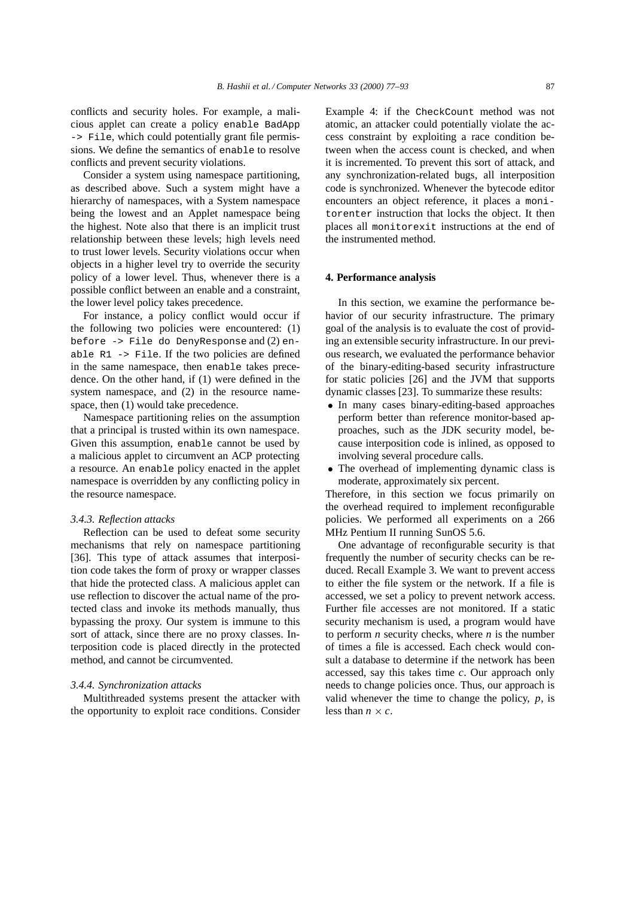conflicts and security holes. For example, a malicious applet can create a policy `enable BadApp -> File`, which could potentially grant file permissions. We define the semantics of `enable` to resolve conflicts and prevent security violations.

Consider a system using namespace partitioning, as described above. Such a system might have a hierarchy of namespaces, with a System namespace being the lowest and an Applet namespace being the highest. Note also that there is an implicit trust relationship between these levels; high levels need to trust lower levels. Security violations occur when objects in a higher level try to override the security policy of a lower level. Thus, whenever there is a possible conflict between an enable and a constraint, the lower level policy takes precedence.

For instance, a policy conflict would occur if the following two policies were encountered: (1) `before -> File do DenyResponse` and (2) `enable R1 -> File`. If the two policies are defined in the same namespace, then `enable` takes precedence. On the other hand, if (1) were defined in the system namespace, and (2) in the resource namespace, then (1) would take precedence.

Namespace partitioning relies on the assumption that a principal is trusted within its own namespace. Given this assumption, `enable` cannot be used by a malicious applet to circumvent an ACP protecting a resource. An `enable` policy enacted in the applet namespace is overridden by any conflicting policy in the resource namespace.

#### 3.4.3. Reflection attacks

Reflection can be used to defeat some security mechanisms that rely on namespace partitioning [36]. This type of attack assumes that interposition code takes the form of proxy or wrapper classes that hide the protected class. A malicious applet can use reflection to discover the actual name of the protected class and invoke its methods manually, thus bypassing the proxy. Our system is immune to this sort of attack, since there are no proxy classes. Interposition code is placed directly in the protected method, and cannot be circumvented.

#### 3.4.4. Synchronization attacks

Multithreaded systems present the attacker with the opportunity to exploit race conditions. Consider Example 4: if the `CheckCount` method was not atomic, an attacker could potentially violate the access constraint by exploiting a race condition between when the access count is checked, and when it is incremented. To prevent this sort of attack, and any synchronization-related bugs, all interposition code is synchronized. Whenever the bytecode editor encounters an object reference, it places a `monitorenter` instruction that locks the object. It then places all `monitorexit` instructions at the end of the instrumented method.

## 4. Performance analysis

In this section, we examine the performance behavior of our security infrastructure. The primary goal of the analysis is to evaluate the cost of providing an extensible security infrastructure. In our previous research, we evaluated the performance behavior of the binary-editing-based security infrastructure for static policies [26] and the JVM that supports dynamic classes [23]. To summarize these results:

- In many cases binary-editing-based approaches perform better than reference monitor-based approaches, such as the JDK security model, because interposition code is inlined, as opposed to involving several procedure calls.
- The overhead of implementing dynamic class is moderate, approximately six percent.

Therefore, in this section we focus primarily on the overhead required to implement reconfigurable policies. We performed all experiments on a 266 MHz Pentium II running SunOS 5.6.

One advantage of reconfigurable security is that frequently the number of security checks can be reduced. Recall Example 3. We want to prevent access to either the file system or the network. If a file is accessed, we set a policy to prevent network access. Further file accesses are not monitored. If a static security mechanism is used, a program would have to perform $n$ security checks, where $n$ is the number of times a file is accessed. Each check would consult a database to determine if the network has been accessed, say this takes time $c$. Our approach only needs to change policies once. Thus, our approach is valid whenever the time to change the policy, $p$, is less than $n \times c$.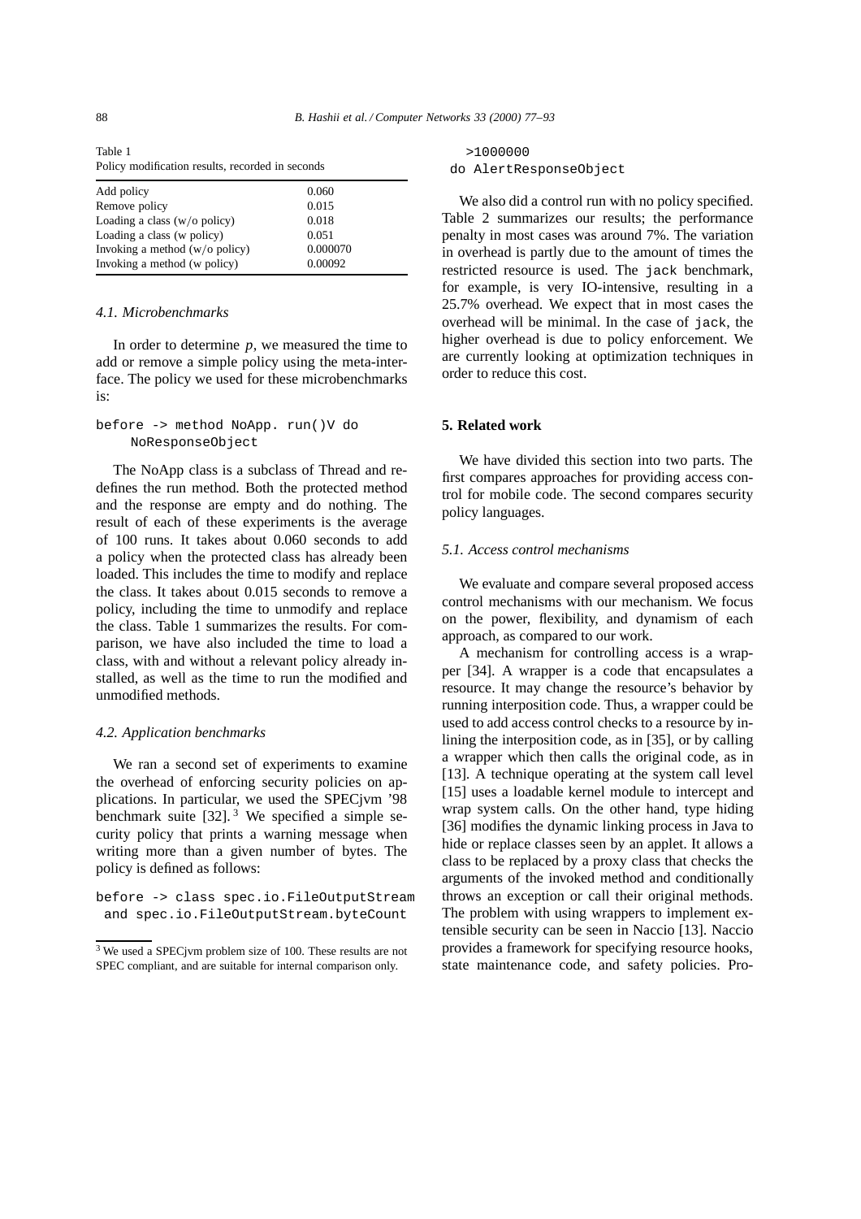Table 1
Policy modification results, recorded in seconds

| | |
|---|---|
| Add policy | 0.060 |
| Remove policy | 0.015 |
| Loading a class (w/o policy) | 0.018 |
| Loading a class (w policy) | 0.051 |
| Invoking a method (w/o policy) | 0.000070 |
| Invoking a method (w policy) | 0.00092 |

### 4.1. Microbenchmarks

In order to determine $p$, we measured the time to add or remove a simple policy using the meta-interface. The policy we used for these microbenchmarks is:

```
before -> method NoApp. run()V do
    NoResponseObject
```

The NoApp class is a subclass of Thread and redefines the run method. Both the protected method and the response are empty and do nothing. The result of each of these experiments is the average of 100 runs. It takes about 0.060 seconds to add a policy when the protected class has already been loaded. This includes the time to modify and replace the class. It takes about 0.015 seconds to remove a policy, including the time to unmodify and replace the class. Table 1 summarizes the results. For comparison, we have also included the time to load a class, with and without a relevant policy already installed, as well as the time to run the modified and unmodified methods.

### 4.2. Application benchmarks

We ran a second set of experiments to examine the overhead of enforcing security policies on applications. In particular, we used the SPECjvm '98 benchmark suite [32]. [3] We specified a simple security policy that prints a warning message when writing more than a given number of bytes. The policy is defined as follows:

```
before -> class spec.io.FileOutputStream
 and spec.io.FileOutputStream.byteCount
   >1000000
 do AlertResponseObject
```

[3] We used a SPECjvm problem size of 100. These results are not SPEC compliant, and are suitable for internal comparison only.

We also did a control run with no policy specified. Table 2 summarizes our results; the performance penalty in most cases was around 7%. The variation in overhead is partly due to the amount of times the restricted resource is used. The jack benchmark, for example, is very IO-intensive, resulting in a 25.7% overhead. We expect that in most cases the overhead will be minimal. In the case of jack, the higher overhead is due to policy enforcement. We are currently looking at optimization techniques in order to reduce this cost.

## 5. Related work

We have divided this section into two parts. The first compares approaches for providing access control for mobile code. The second compares security policy languages.

### 5.1. Access control mechanisms

We evaluate and compare several proposed access control mechanisms with our mechanism. We focus on the power, flexibility, and dynamism of each approach, as compared to our work.

A mechanism for controlling access is a wrapper [34]. A wrapper is a code that encapsulates a resource. It may change the resource's behavior by running interposition code. Thus, a wrapper could be used to add access control checks to a resource by inlining the interposition code, as in [35], or by calling a wrapper which then calls the original code, as in [13]. A technique operating at the system call level [15] uses a loadable kernel module to intercept and wrap system calls. On the other hand, type hiding [36] modifies the dynamic linking process in Java to hide or replace classes seen by an applet. It allows a class to be replaced by a proxy class that checks the arguments of the invoked method and conditionally throws an exception or call their original methods. The problem with using wrappers to implement extensible security can be seen in Naccio [13]. Naccio provides a framework for specifying resource hooks, state maintenance code, and safety policies. Pro-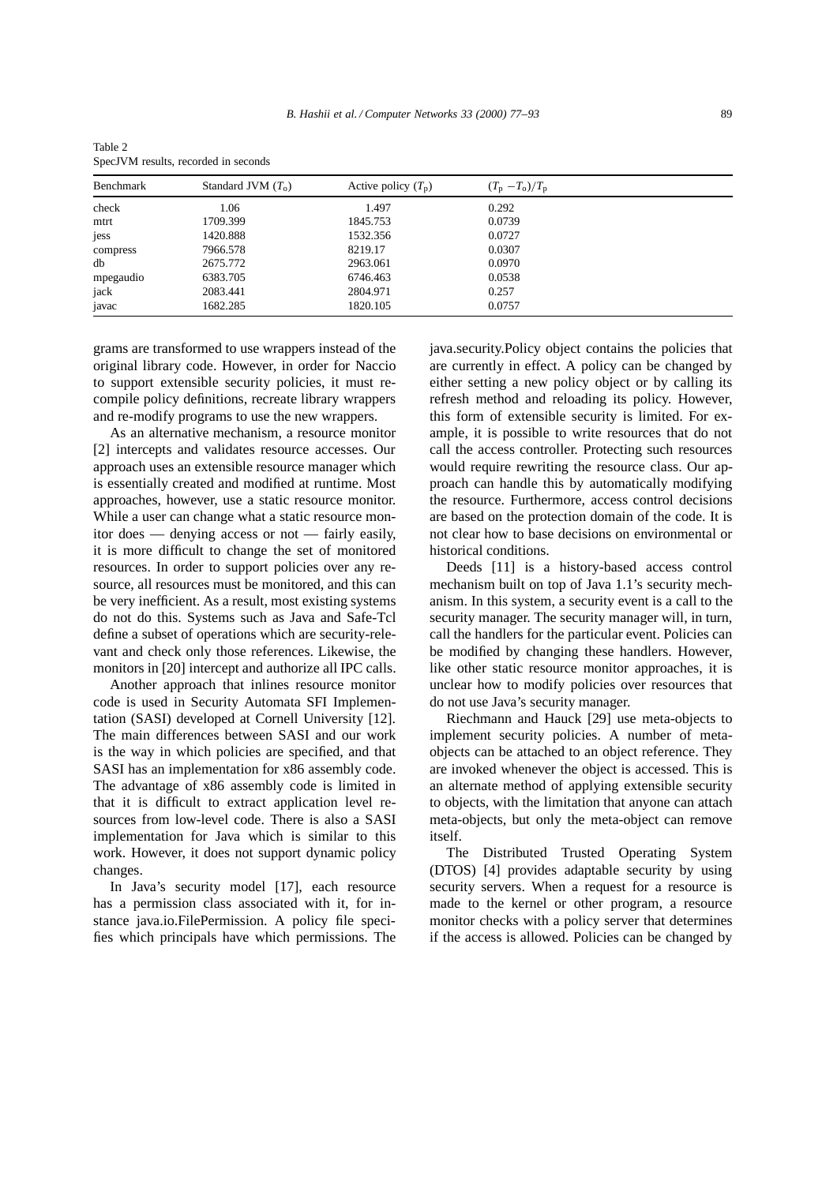Table 2
SpecJVM results, recorded in seconds

| Benchmark | Standard JVM ($T_o$) | Active policy ($T_p$) | $(T_p - T_o)/T_p$ |
|---|---|---|---|
| check | 1.06 | 1.497 | 0.292 |
| mtrt | 1709.399 | 1845.753 | 0.0739 |
| jess | 1420.888 | 1532.356 | 0.0727 |
| compress | 7966.578 | 8219.17 | 0.0307 |
| db | 2675.772 | 2963.061 | 0.0970 |
| mpegaudio | 6383.705 | 6746.463 | 0.0538 |
| jack | 2083.441 | 2804.971 | 0.257 |
| javac | 1682.285 | 1820.105 | 0.0757 |

grams are transformed to use wrappers instead of the original library code. However, in order for Naccio to support extensible security policies, it must recompile policy definitions, recreate library wrappers and re-modify programs to use the new wrappers.

As an alternative mechanism, a resource monitor [2] intercepts and validates resource accesses. Our approach uses an extensible resource manager which is essentially created and modified at runtime. Most approaches, however, use a static resource monitor. While a user can change what a static resource monitor does — denying access or not — fairly easily, it is more difficult to change the set of monitored resources. In order to support policies over any resource, all resources must be monitored, and this can be very inefficient. As a result, most existing systems do not do this. Systems such as Java and Safe-Tcl define a subset of operations which are security-relevant and check only those references. Likewise, the monitors in [20] intercept and authorize all IPC calls.

Another approach that inlines resource monitor code is used in Security Automata SFI Implementation (SASI) developed at Cornell University [12]. The main differences between SASI and our work is the way in which policies are specified, and that SASI has an implementation for x86 assembly code. The advantage of x86 assembly code is limited in that it is difficult to extract application level resources from low-level code. There is also a SASI implementation for Java which is similar to this work. However, it does not support dynamic policy changes.

In Java's security model [17], each resource has a permission class associated with it, for instance java.io.FilePermission. A policy file specifies which principals have which permissions. The java.security.Policy object contains the policies that are currently in effect. A policy can be changed by either setting a new policy object or by calling its refresh method and reloading its policy. However, this form of extensible security is limited. For example, it is possible to write resources that do not call the access controller. Protecting such resources would require rewriting the resource class. Our approach can handle this by automatically modifying the resource. Furthermore, access control decisions are based on the protection domain of the code. It is not clear how to base decisions on environmental or historical conditions.

Deeds [11] is a history-based access control mechanism built on top of Java 1.1's security mechanism. In this system, a security event is a call to the security manager. The security manager will, in turn, call the handlers for the particular event. Policies can be modified by changing these handlers. However, like other static resource monitor approaches, it is unclear how to modify policies over resources that do not use Java's security manager.

Riechmann and Hauck [29] use meta-objects to implement security policies. A number of meta-objects can be attached to an object reference. They are invoked whenever the object is accessed. This is an alternate method of applying extensible security to objects, with the limitation that anyone can attach meta-objects, but only the meta-object can remove itself.

The Distributed Trusted Operating System (DTOS) [4] provides adaptable security by using security servers. When a request for a resource is made to the kernel or other program, a resource monitor checks with a policy server that determines if the access is allowed. Policies can be changed by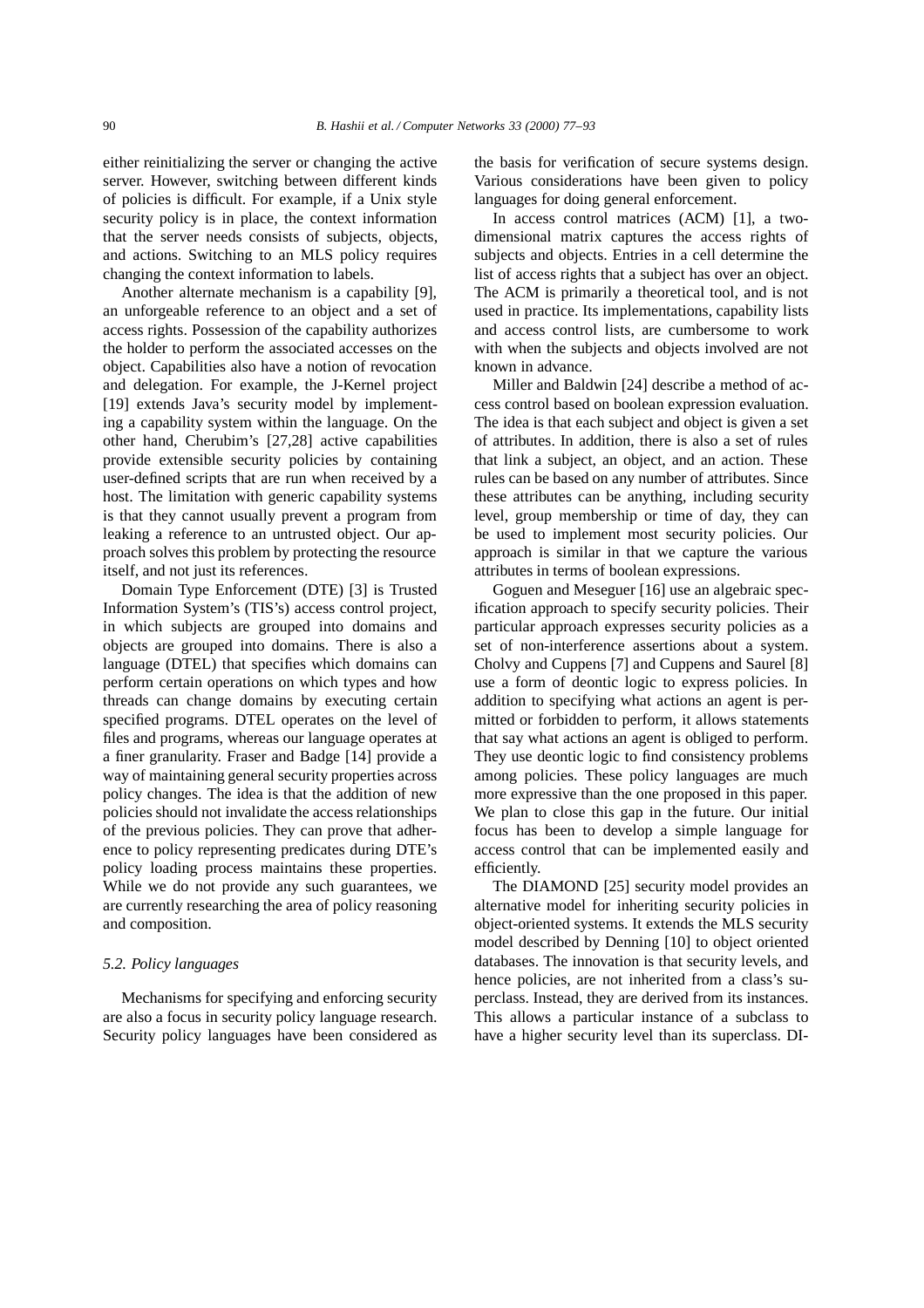either reinitializing the server or changing the active server. However, switching between different kinds of policies is difficult. For example, if a Unix style security policy is in place, the context information that the server needs consists of subjects, objects, and actions. Switching to an MLS policy requires changing the context information to labels.

Another alternate mechanism is a capability [9], an unforgeable reference to an object and a set of access rights. Possession of the capability authorizes the holder to perform the associated accesses on the object. Capabilities also have a notion of revocation and delegation. For example, the J-Kernel project [19] extends Java's security model by implementing a capability system within the language. On the other hand, Cherubim's [27,28] active capabilities provide extensible security policies by containing user-defined scripts that are run when received by a host. The limitation with generic capability systems is that they cannot usually prevent a program from leaking a reference to an untrusted object. Our approach solves this problem by protecting the resource itself, and not just its references.

Domain Type Enforcement (DTE) [3] is Trusted Information System's (TIS's) access control project, in which subjects are grouped into domains and objects are grouped into domains. There is also a language (DTEL) that specifies which domains can perform certain operations on which types and how threads can change domains by executing certain specified programs. DTEL operates on the level of files and programs, whereas our language operates at a finer granularity. Fraser and Badge [14] provide a way of maintaining general security properties across policy changes. The idea is that the addition of new policies should not invalidate the access relationships of the previous policies. They can prove that adherence to policy representing predicates during DTE's policy loading process maintains these properties. While we do not provide any such guarantees, we are currently researching the area of policy reasoning and composition.

### *5.2. Policy languages*

Mechanisms for specifying and enforcing security are also a focus in security policy language research. Security policy languages have been considered as the basis for verification of secure systems design. Various considerations have been given to policy languages for doing general enforcement.

In access control matrices (ACM) [1], a two-dimensional matrix captures the access rights of subjects and objects. Entries in a cell determine the list of access rights that a subject has over an object. The ACM is primarily a theoretical tool, and is not used in practice. Its implementations, capability lists and access control lists, are cumbersome to work with when the subjects and objects involved are not known in advance.

Miller and Baldwin [24] describe a method of access control based on boolean expression evaluation. The idea is that each subject and object is given a set of attributes. In addition, there is also a set of rules that link a subject, an object, and an action. These rules can be based on any number of attributes. Since these attributes can be anything, including security level, group membership or time of day, they can be used to implement most security policies. Our approach is similar in that we capture the various attributes in terms of boolean expressions.

Goguen and Meseguer [16] use an algebraic specification approach to specify security policies. Their particular approach expresses security policies as a set of non-interference assertions about a system. Cholvy and Cuppens [7] and Cuppens and Saurel [8] use a form of deontic logic to express policies. In addition to specifying what actions an agent is permitted or forbidden to perform, it allows statements that say what actions an agent is obliged to perform. They use deontic logic to find consistency problems among policies. These policy languages are much more expressive than the one proposed in this paper. We plan to close this gap in the future. Our initial focus has been to develop a simple language for access control that can be implemented easily and efficiently.

The DIAMOND [25] security model provides an alternative model for inheriting security policies in object-oriented systems. It extends the MLS security model described by Denning [10] to object oriented databases. The innovation is that security levels, and hence policies, are not inherited from a class's superclass. Instead, they are derived from its instances. This allows a particular instance of a subclass to have a higher security level than its superclass. DI-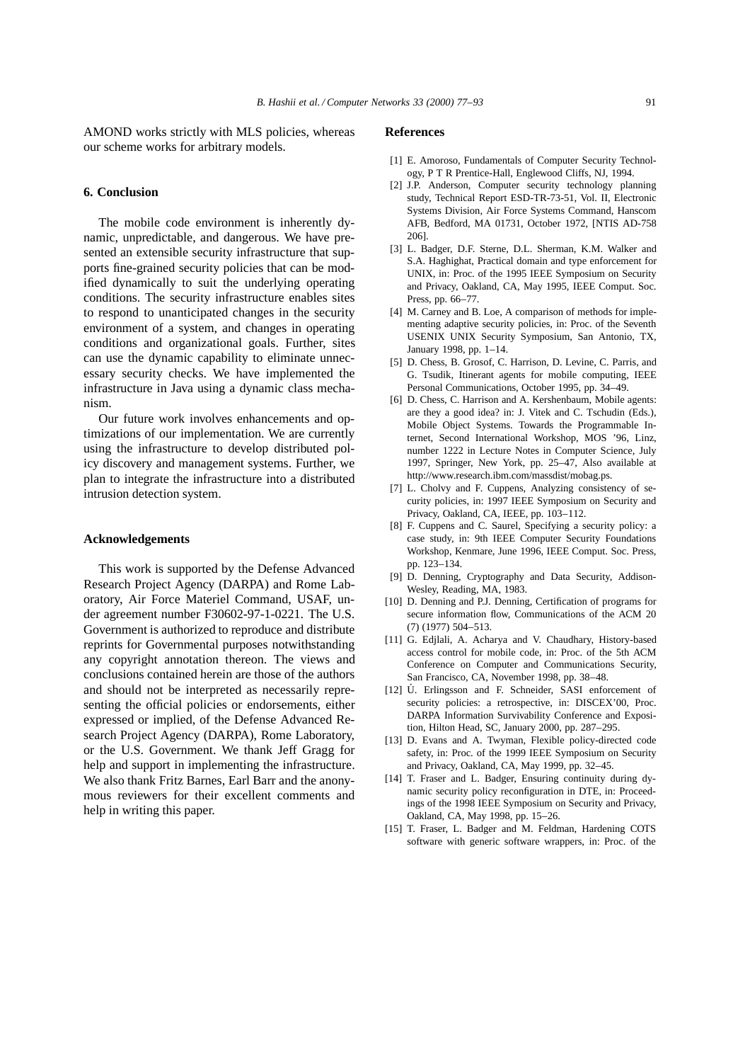AMOND works strictly with MLS policies, whereas our scheme works for arbitrary models.

## 6. Conclusion

The mobile code environment is inherently dynamic, unpredictable, and dangerous. We have presented an extensible security infrastructure that supports fine-grained security policies that can be modified dynamically to suit the underlying operating conditions. The security infrastructure enables sites to respond to unanticipated changes in the security environment of a system, and changes in operating conditions and organizational goals. Further, sites can use the dynamic capability to eliminate unnecessary security checks. We have implemented the infrastructure in Java using a dynamic class mechanism.

Our future work involves enhancements and optimizations of our implementation. We are currently using the infrastructure to develop distributed policy discovery and management systems. Further, we plan to integrate the infrastructure into a distributed intrusion detection system.

## Acknowledgements

This work is supported by the Defense Advanced Research Project Agency (DARPA) and Rome Laboratory, Air Force Materiel Command, USAF, under agreement number F30602-97-1-0221. The U.S. Government is authorized to reproduce and distribute reprints for Governmental purposes notwithstanding any copyright annotation thereon. The views and conclusions contained herein are those of the authors and should not be interpreted as necessarily representing the official policies or endorsements, either expressed or implied, of the Defense Advanced Research Project Agency (DARPA), Rome Laboratory, or the U.S. Government. We thank Jeff Gragg for help and support in implementing the infrastructure. We also thank Fritz Barnes, Earl Barr and the anonymous reviewers for their excellent comments and help in writing this paper.

## References

[1] E. Amoroso, Fundamentals of Computer Security Technology, P T R Prentice-Hall, Englewood Cliffs, NJ, 1994.

[2] J.P. Anderson, Computer security technology planning study, Technical Report ESD-TR-73-51, Vol. II, Electronic Systems Division, Air Force Systems Command, Hanscom AFB, Bedford, MA 01731, October 1972, [NTIS AD-758 206].

[3] L. Badger, D.F. Sterne, D.L. Sherman, K.M. Walker and S.A. Haghighat, Practical domain and type enforcement for UNIX, in: Proc. of the 1995 IEEE Symposium on Security and Privacy, Oakland, CA, May 1995, IEEE Comput. Soc. Press, pp. 66–77.

[4] M. Carney and B. Loe, A comparison of methods for implementing adaptive security policies, in: Proc. of the Seventh USENIX UNIX Security Symposium, San Antonio, TX, January 1998, pp. 1–14.

[5] D. Chess, B. Grosof, C. Harrison, D. Levine, C. Parris, and G. Tsudik, Itinerant agents for mobile computing, IEEE Personal Communications, October 1995, pp. 34–49.

[6] D. Chess, C. Harrison and A. Kershenbaum, Mobile agents: are they a good idea? in: J. Vitek and C. Tschudin (Eds.), Mobile Object Systems. Towards the Programmable Internet, Second International Workshop, MOS '96, Linz, number 1222 in Lecture Notes in Computer Science, July 1997, Springer, New York, pp. 25–47, Also available at http://www.research.ibm.com/massdist/mobag.ps.

[7] L. Cholvy and F. Cuppens, Analyzing consistency of security policies, in: 1997 IEEE Symposium on Security and Privacy, Oakland, CA, IEEE, pp. 103–112.

[8] F. Cuppens and C. Saurel, Specifying a security policy: a case study, in: 9th IEEE Computer Security Foundations Workshop, Kenmare, June 1996, IEEE Comput. Soc. Press, pp. 123–134.

[9] D. Denning, Cryptography and Data Security, Addison-Wesley, Reading, MA, 1983.

[10] D. Denning and P.J. Denning, Certification of programs for secure information flow, Communications of the ACM 20 (7) (1977) 504–513.

[11] G. Edjlali, A. Acharya and V. Chaudhary, History-based access control for mobile code, in: Proc. of the 5th ACM Conference on Computer and Communications Security, San Francisco, CA, November 1998, pp. 38–48.

[12] Ú. Erlingsson and F. Schneider, SASI enforcement of security policies: a retrospective, in: DISCEX'00, Proc. DARPA Information Survivability Conference and Exposition, Hilton Head, SC, January 2000, pp. 287–295.

[13] D. Evans and A. Twyman, Flexible policy-directed code safety, in: Proc. of the 1999 IEEE Symposium on Security and Privacy, Oakland, CA, May 1999, pp. 32–45.

[14] T. Fraser and L. Badger, Ensuring continuity during dynamic security policy reconfiguration in DTE, in: Proceedings of the 1998 IEEE Symposium on Security and Privacy, Oakland, CA, May 1998, pp. 15–26.

[15] T. Fraser, L. Badger and M. Feldman, Hardening COTS software with generic software wrappers, in: Proc. of the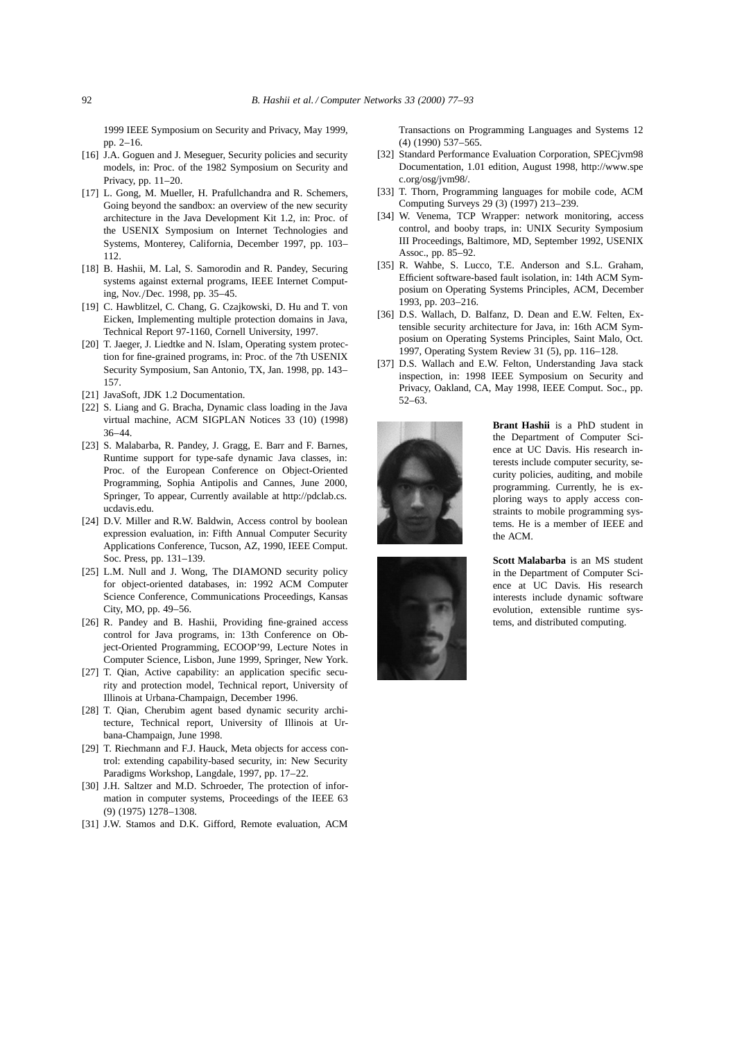1999 IEEE Symposium on Security and Privacy, May 1999, pp. 2–16.

[16] J.A. Goguen and J. Meseguer, Security policies and security models, in: Proc. of the 1982 Symposium on Security and Privacy, pp. 11–20.

[17] L. Gong, M. Mueller, H. Prafullchandra and R. Schemers, Going beyond the sandbox: an overview of the new security architecture in the Java Development Kit 1.2, in: Proc. of the USENIX Symposium on Internet Technologies and Systems, Monterey, California, December 1997, pp. 103–112.

[18] B. Hashii, M. Lal, S. Samorodin and R. Pandey, Securing systems against external programs, IEEE Internet Computing, Nov./Dec. 1998, pp. 35–45.

[19] C. Hawblitzel, C. Chang, G. Czajkowski, D. Hu and T. von Eicken, Implementing multiple protection domains in Java, Technical Report 97-1160, Cornell University, 1997.

[20] T. Jaeger, J. Liedtke and N. Islam, Operating system protection for fine-grained programs, in: Proc. of the 7th USENIX Security Symposium, San Antonio, TX, Jan. 1998, pp. 143–157.

[21] JavaSoft, JDK 1.2 Documentation.

[22] S. Liang and G. Bracha, Dynamic class loading in the Java virtual machine, ACM SIGPLAN Notices 33 (10) (1998) 36–44.

[23] S. Malabarba, R. Pandey, J. Gragg, E. Barr and F. Barnes, Runtime support for type-safe dynamic Java classes, in: Proc. of the European Conference on Object-Oriented Programming, Sophia Antipolis and Cannes, June 2000, Springer, To appear, Currently available at http://pdclab.cs.ucdavis.edu.

[24] D.V. Miller and R.W. Baldwin, Access control by boolean expression evaluation, in: Fifth Annual Computer Security Applications Conference, Tucson, AZ, 1990, IEEE Comput. Soc. Press, pp. 131–139.

[25] L.M. Null and J. Wong, The DIAMOND security policy for object-oriented databases, in: 1992 ACM Computer Science Conference, Communications Proceedings, Kansas City, MO, pp. 49–56.

[26] R. Pandey and B. Hashii, Providing fine-grained access control for Java programs, in: 13th Conference on Object-Oriented Programming, ECOOP'99, Lecture Notes in Computer Science, Lisbon, June 1999, Springer, New York.

[27] T. Qian, Active capability: an application specific security and protection model, Technical report, University of Illinois at Urbana-Champaign, December 1996.

[28] T. Qian, Cherubim agent based dynamic security architecture, Technical report, University of Illinois at Urbana-Champaign, June 1998.

[29] T. Riechmann and F.J. Hauck, Meta objects for access control: extending capability-based security, in: New Security Paradigms Workshop, Langdale, 1997, pp. 17–22.

[30] J.H. Saltzer and M.D. Schroeder, The protection of information in computer systems, Proceedings of the IEEE 63 (9) (1975) 1278–1308.

[31] J.W. Stamos and D.K. Gifford, Remote evaluation, ACM Transactions on Programming Languages and Systems 12 (4) (1990) 537–565.

[32] Standard Performance Evaluation Corporation, SPECjvm98 Documentation, 1.01 edition, August 1998, http://www.spec.org/osg/jvm98/.

[33] T. Thorn, Programming languages for mobile code, ACM Computing Surveys 29 (3) (1997) 213–239.

[34] W. Venema, TCP Wrapper: network monitoring, access control, and booby traps, in: UNIX Security Symposium III Proceedings, Baltimore, MD, September 1992, USENIX Assoc., pp. 85–92.

[35] R. Wahbe, S. Lucco, T.E. Anderson and S.L. Graham, Efficient software-based fault isolation, in: 14th ACM Symposium on Operating Systems Principles, ACM, December 1993, pp. 203–216.

[36] D.S. Wallach, D. Balfanz, D. Dean and E.W. Felten, Extensible security architecture for Java, in: 16th ACM Symposium on Operating Systems Principles, Saint Malo, Oct. 1997, Operating System Review 31 (5), pp. 116–128.

[37] D.S. Wallach and E.W. Felton, Understanding Java stack inspection, in: 1998 IEEE Symposium on Security and Privacy, Oakland, CA, May 1998, IEEE Comput. Soc., pp. 52–63.

**Brant Hashii** is a PhD student in the Department of Computer Science at UC Davis. His research interests include computer security, security policies, auditing, and mobile programming. Currently, he is exploring ways to apply access constraints to mobile programming systems. He is a member of IEEE and the ACM.

**Scott Malabarba** is an MS student in the Department of Computer Science at UC Davis. His research interests include dynamic software evolution, extensible runtime systems, and distributed computing.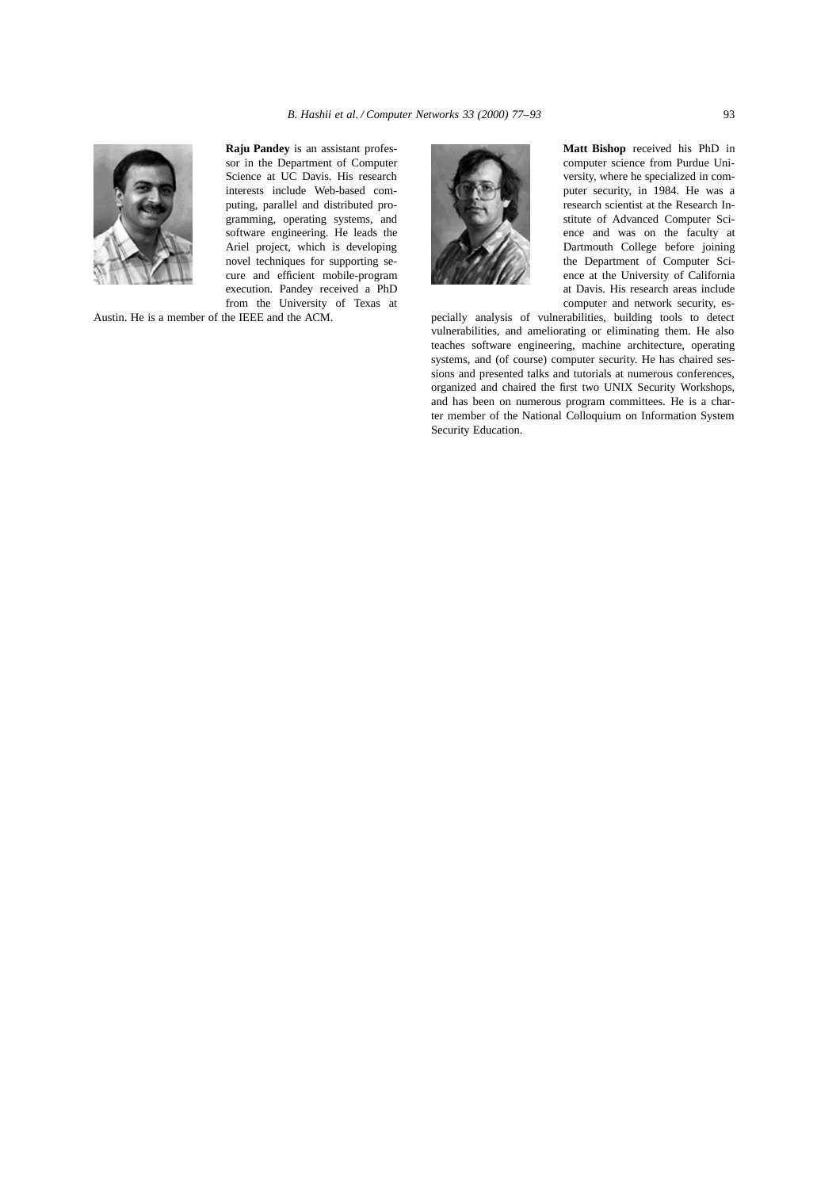**Raju Pandey** is an assistant professor in the Department of Computer Science at UC Davis. His research interests include Web-based computing, parallel and distributed programming, operating systems, and software engineering. He leads the Ariel project, which is developing novel techniques for supporting secure and efficient mobile-program execution. Pandey received a PhD from the University of Texas at Austin. He is a member of the IEEE and the ACM.

**Matt Bishop** received his PhD in computer science from Purdue University, where he specialized in computer security, in 1984. He was a research scientist at the Research Institute of Advanced Computer Science and was on the faculty at Dartmouth College before joining the Department of Computer Science at the University of California at Davis. His research areas include computer and network security, especially analysis of vulnerabilities, building tools to detect vulnerabilities, and ameliorating or eliminating them. He also teaches software engineering, machine architecture, operating systems, and (of course) computer security. He has chaired sessions and presented talks and tutorials at numerous conferences, organized and chaired the first two UNIX Security Workshops, and has been on numerous program committees. He is a charter member of the National Colloquium on Information System Security Education.